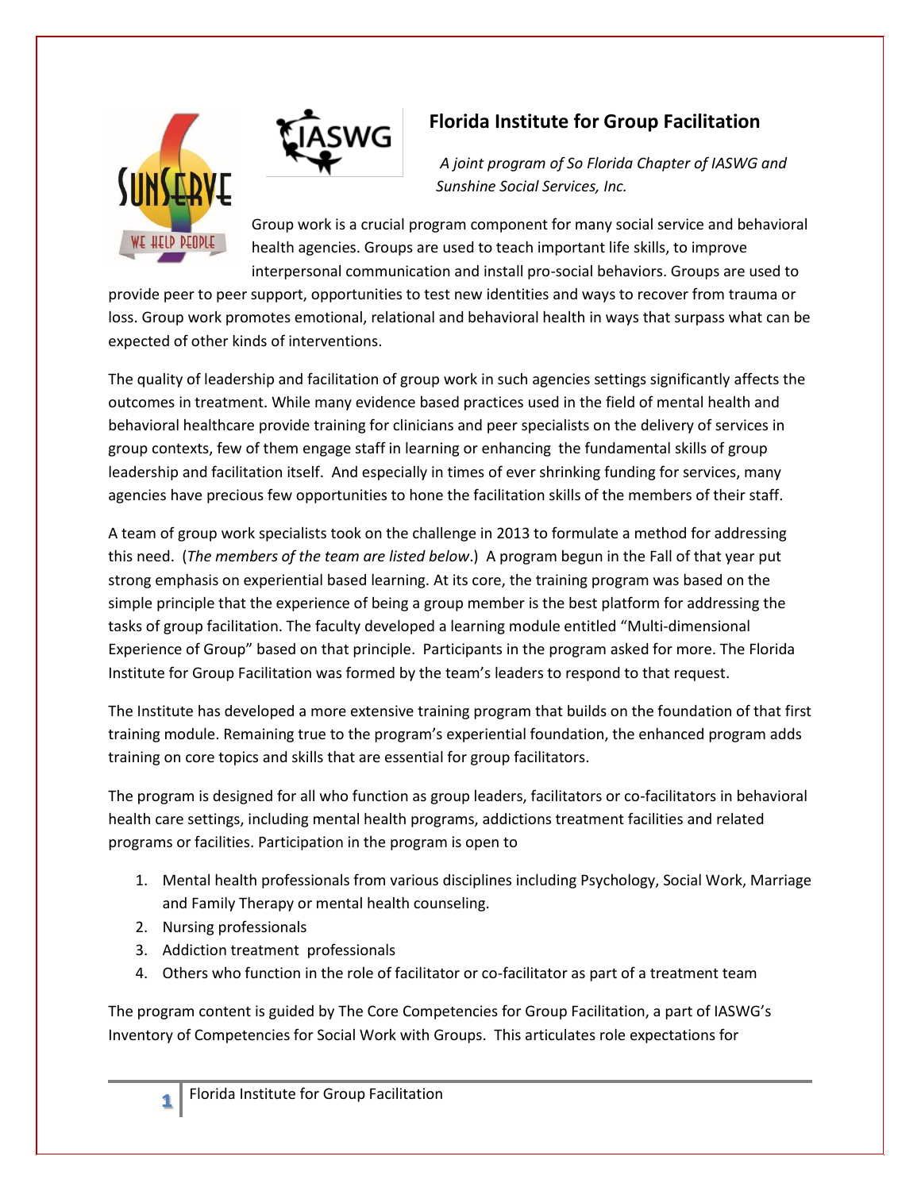# Florida Institute for Group Facilitation

*A joint program of So Florida Chapter of IASWG and Sunshine Social Services, Inc.*

Group work is a crucial program component for many social service and behavioral health agencies. Groups are used to teach important life skills, to improve interpersonal communication and install pro-social behaviors. Groups are used to provide peer to peer support, opportunities to test new identities and ways to recover from trauma or loss. Group work promotes emotional, relational and behavioral health in ways that surpass what can be expected of other kinds of interventions.

The quality of leadership and facilitation of group work in such agencies settings significantly affects the outcomes in treatment. While many evidence based practices used in the field of mental health and behavioral healthcare provide training for clinicians and peer specialists on the delivery of services in group contexts, few of them engage staff in learning or enhancing the fundamental skills of group leadership and facilitation itself. And especially in times of ever shrinking funding for services, many agencies have precious few opportunities to hone the facilitation skills of the members of their staff.

A team of group work specialists took on the challenge in 2013 to formulate a method for addressing this need. (*The members of the team are listed below*.) A program begun in the Fall of that year put strong emphasis on experiential based learning. At its core, the training program was based on the simple principle that the experience of being a group member is the best platform for addressing the tasks of group facilitation. The faculty developed a learning module entitled "Multi-dimensional Experience of Group" based on that principle. Participants in the program asked for more. The Florida Institute for Group Facilitation was formed by the team's leaders to respond to that request.

The Institute has developed a more extensive training program that builds on the foundation of that first training module. Remaining true to the program's experiential foundation, the enhanced program adds training on core topics and skills that are essential for group facilitators.

The program is designed for all who function as group leaders, facilitators or co-facilitators in behavioral health care settings, including mental health programs, addictions treatment facilities and related programs or facilities. Participation in the program is open to

1. Mental health professionals from various disciplines including Psychology, Social Work, Marriage and Family Therapy or mental health counseling.
2. Nursing professionals
3. Addiction treatment professionals
4. Others who function in the role of facilitator or co-facilitator as part of a treatment team

The program content is guided by The Core Competencies for Group Facilitation, a part of IASWG's Inventory of Competencies for Social Work with Groups. This articulates role expectations for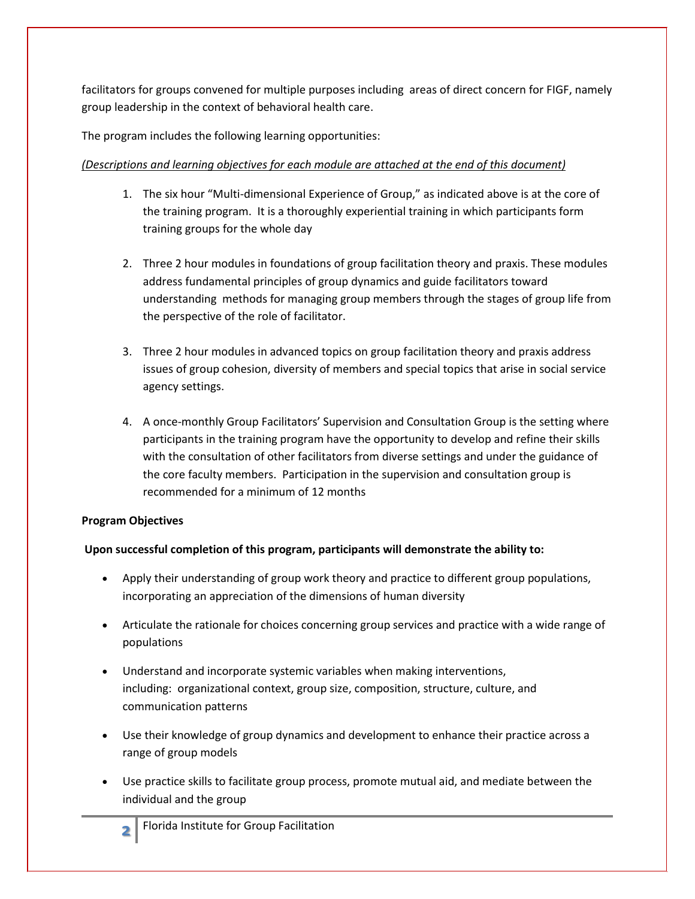facilitators for groups convened for multiple purposes including areas of direct concern for FIGF, namely group leadership in the context of behavioral health care.

The program includes the following learning opportunities:

*(Descriptions and learning objectives for each module are attached at the end of this document)*

1. The six hour "Multi-dimensional Experience of Group," as indicated above is at the core of the training program. It is a thoroughly experiential training in which participants form training groups for the whole day

2. Three 2 hour modules in foundations of group facilitation theory and praxis. These modules address fundamental principles of group dynamics and guide facilitators toward understanding methods for managing group members through the stages of group life from the perspective of the role of facilitator.

3. Three 2 hour modules in advanced topics on group facilitation theory and praxis address issues of group cohesion, diversity of members and special topics that arise in social service agency settings.

4. A once-monthly Group Facilitators' Supervision and Consultation Group is the setting where participants in the training program have the opportunity to develop and refine their skills with the consultation of other facilitators from diverse settings and under the guidance of the core faculty members. Participation in the supervision and consultation group is recommended for a minimum of 12 months

**Program Objectives**

**Upon successful completion of this program, participants will demonstrate the ability to:**

- Apply their understanding of group work theory and practice to different group populations, incorporating an appreciation of the dimensions of human diversity
- Articulate the rationale for choices concerning group services and practice with a wide range of populations
- Understand and incorporate systemic variables when making interventions, including: organizational context, group size, composition, structure, culture, and communication patterns
- Use their knowledge of group dynamics and development to enhance their practice across a range of group models
- Use practice skills to facilitate group process, promote mutual aid, and mediate between the individual and the group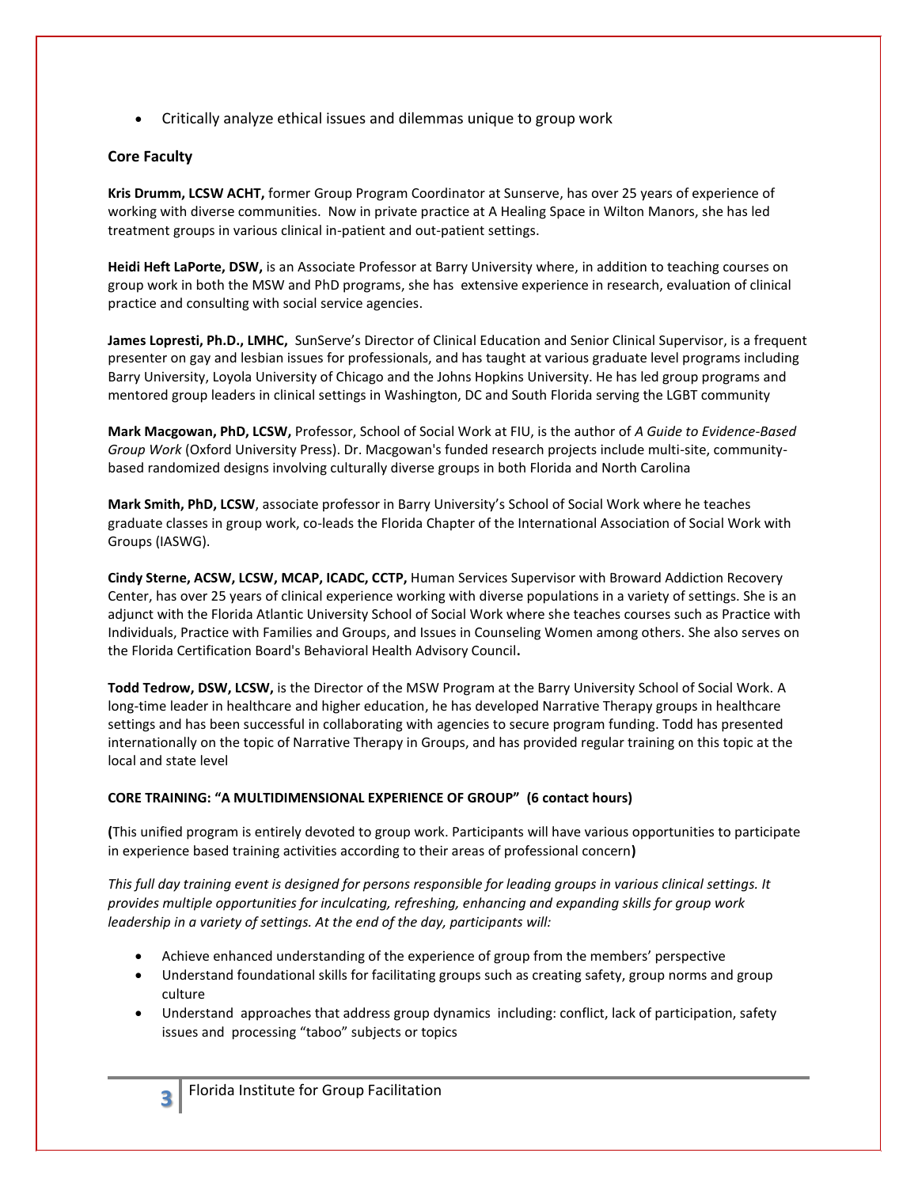- Critically analyze ethical issues and dilemmas unique to group work

### Core Faculty

**Kris Drumm, LCSW ACHT,** former Group Program Coordinator at Sunserve, has over 25 years of experience of working with diverse communities. Now in private practice at A Healing Space in Wilton Manors, she has led treatment groups in various clinical in-patient and out-patient settings.

**Heidi Heft LaPorte, DSW,** is an Associate Professor at Barry University where, in addition to teaching courses on group work in both the MSW and PhD programs, she has extensive experience in research, evaluation of clinical practice and consulting with social service agencies.

**James Lopresti, Ph.D., LMHC,** SunServe's Director of Clinical Education and Senior Clinical Supervisor, is a frequent presenter on gay and lesbian issues for professionals, and has taught at various graduate level programs including Barry University, Loyola University of Chicago and the Johns Hopkins University. He has led group programs and mentored group leaders in clinical settings in Washington, DC and South Florida serving the LGBT community

**Mark Macgowan, PhD, LCSW,** Professor, School of Social Work at FIU, is the author of *A Guide to Evidence-Based Group Work* (Oxford University Press). Dr. Macgowan's funded research projects include multi-site, community-based randomized designs involving culturally diverse groups in both Florida and North Carolina

**Mark Smith, PhD, LCSW**, associate professor in Barry University's School of Social Work where he teaches graduate classes in group work, co-leads the Florida Chapter of the International Association of Social Work with Groups (IASWG).

**Cindy Sterne, ACSW, LCSW, MCAP, ICADC, CCTP,** Human Services Supervisor with Broward Addiction Recovery Center, has over 25 years of clinical experience working with diverse populations in a variety of settings. She is an adjunct with the Florida Atlantic University School of Social Work where she teaches courses such as Practice with Individuals, Practice with Families and Groups, and Issues in Counseling Women among others. She also serves on the Florida Certification Board's Behavioral Health Advisory Council**.**

**Todd Tedrow, DSW, LCSW,** is the Director of the MSW Program at the Barry University School of Social Work. A long-time leader in healthcare and higher education, he has developed Narrative Therapy groups in healthcare settings and has been successful in collaborating with agencies to secure program funding. Todd has presented internationally on the topic of Narrative Therapy in Groups, and has provided regular training on this topic at the local and state level

### CORE TRAINING: "A MULTIDIMENSIONAL EXPERIENCE OF GROUP" (6 contact hours)

**(**This unified program is entirely devoted to group work. Participants will have various opportunities to participate in experience based training activities according to their areas of professional concern**)**

*This full day training event is designed for persons responsible for leading groups in various clinical settings. It provides multiple opportunities for inculcating, refreshing, enhancing and expanding skills for group work leadership in a variety of settings. At the end of the day, participants will:*

- Achieve enhanced understanding of the experience of group from the members' perspective
- Understand foundational skills for facilitating groups such as creating safety, group norms and group culture
- Understand approaches that address group dynamics including: conflict, lack of participation, safety issues and processing "taboo" subjects or topics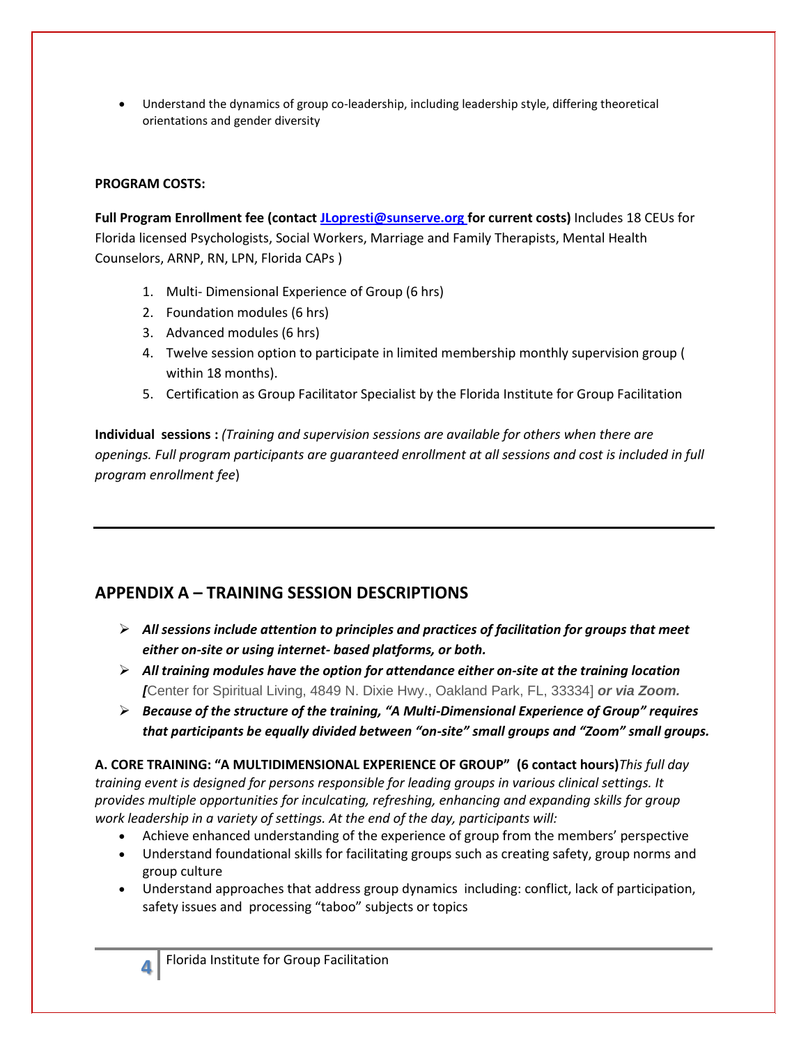- Understand the dynamics of group co-leadership, including leadership style, differing theoretical orientations and gender diversity

**PROGRAM COSTS:**

**Full Program Enrollment fee (contact JLopresti@sunserve.org for current costs)** Includes 18 CEUs for Florida licensed Psychologists, Social Workers, Marriage and Family Therapists, Mental Health Counselors, ARNP, RN, LPN, Florida CAPs )

1. Multi- Dimensional Experience of Group (6 hrs)
2. Foundation modules (6 hrs)
3. Advanced modules (6 hrs)
4. Twelve session option to participate in limited membership monthly supervision group ( within 18 months).
5. Certification as Group Facilitator Specialist by the Florida Institute for Group Facilitation

**Individual sessions :** *(Training and supervision sessions are available for others when there are openings. Full program participants are guaranteed enrollment at all sessions and cost is included in full program enrollment fee*)

---

## APPENDIX A – TRAINING SESSION DESCRIPTIONS

- ***All sessions include attention to principles and practices of facilitation for groups that meet either on-site or using internet- based platforms, or both.***
- ***All training modules have the option for attendance either on-site at the training location [*Center for Spiritual Living, 4849 N. Dixie Hwy., Oakland Park, FL, 33334] ***or via Zoom.***
- ***Because of the structure of the training, "A Multi-Dimensional Experience of Group" requires that participants be equally divided between "on-site" small groups and "Zoom" small groups.***

**A. CORE TRAINING: "A MULTIDIMENSIONAL EXPERIENCE OF GROUP" (6 contact hours)** *This full day training event is designed for persons responsible for leading groups in various clinical settings. It provides multiple opportunities for inculcating, refreshing, enhancing and expanding skills for group work leadership in a variety of settings. At the end of the day, participants will:*

- Achieve enhanced understanding of the experience of group from the members' perspective
- Understand foundational skills for facilitating groups such as creating safety, group norms and group culture
- Understand approaches that address group dynamics including: conflict, lack of participation, safety issues and processing "taboo" subjects or topics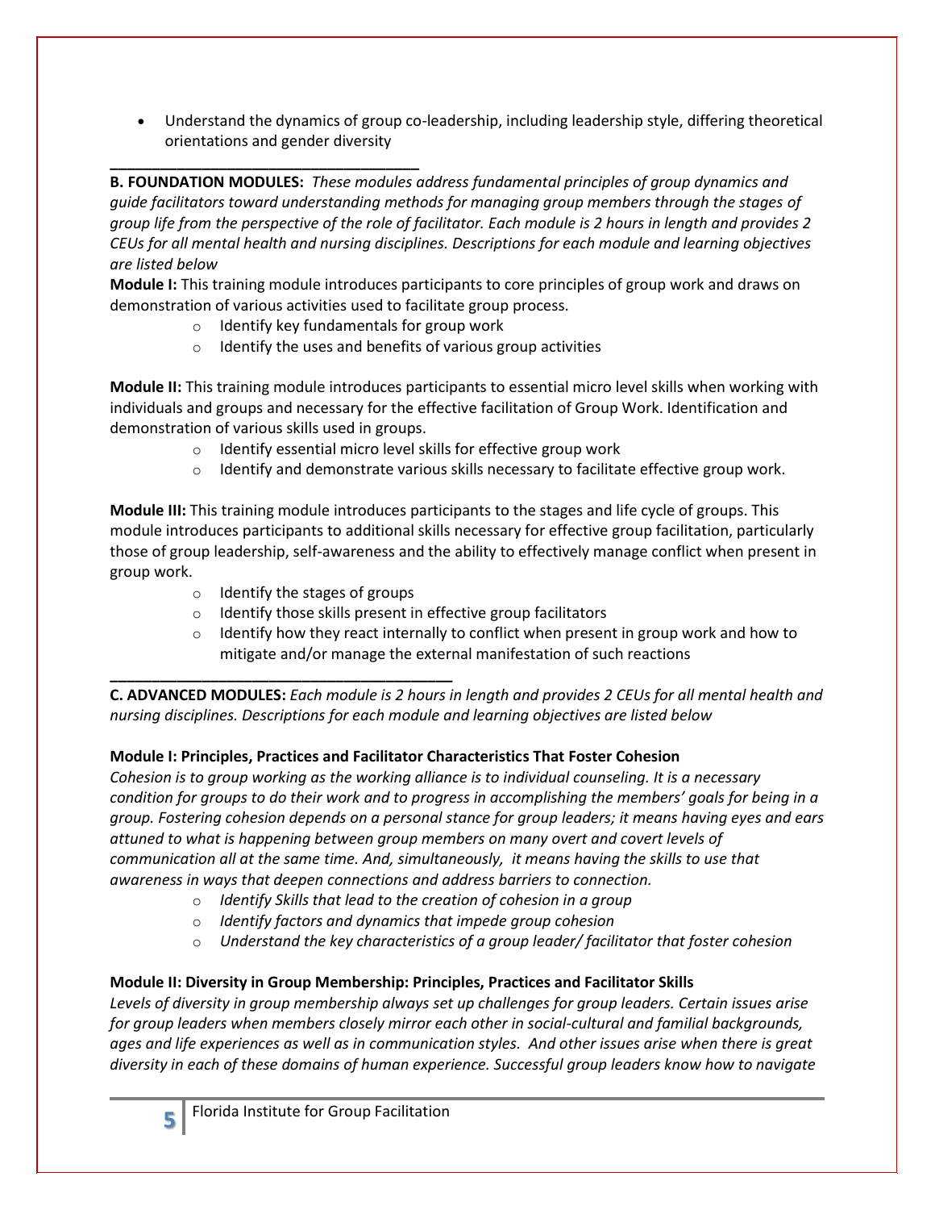- Understand the dynamics of group co-leadership, including leadership style, differing theoretical orientations and gender diversity

---

**B. FOUNDATION MODULES:** *These modules address fundamental principles of group dynamics and guide facilitators toward understanding methods for managing group members through the stages of group life from the perspective of the role of facilitator. Each module is 2 hours in length and provides 2 CEUs for all mental health and nursing disciplines. Descriptions for each module and learning objectives are listed below*

**Module I:** This training module introduces participants to core principles of group work and draws on demonstration of various activities used to facilitate group process.

- Identify key fundamentals for group work
- Identify the uses and benefits of various group activities

**Module II:** This training module introduces participants to essential micro level skills when working with individuals and groups and necessary for the effective facilitation of Group Work. Identification and demonstration of various skills used in groups.

- Identify essential micro level skills for effective group work
- Identify and demonstrate various skills necessary to facilitate effective group work.

**Module III:** This training module introduces participants to the stages and life cycle of groups. This module introduces participants to additional skills necessary for effective group facilitation, particularly those of group leadership, self-awareness and the ability to effectively manage conflict when present in group work.

- Identify the stages of groups
- Identify those skills present in effective group facilitators
- Identify how they react internally to conflict when present in group work and how to mitigate and/or manage the external manifestation of such reactions

---

**C. ADVANCED MODULES:** *Each module is 2 hours in length and provides 2 CEUs for all mental health and nursing disciplines. Descriptions for each module and learning objectives are listed below*

**Module I: Principles, Practices and Facilitator Characteristics That Foster Cohesion**

*Cohesion is to group working as the working alliance is to individual counseling. It is a necessary condition for groups to do their work and to progress in accomplishing the members' goals for being in a group. Fostering cohesion depends on a personal stance for group leaders; it means having eyes and ears attuned to what is happening between group members on many overt and covert levels of communication all at the same time. And, simultaneously, it means having the skills to use that awareness in ways that deepen connections and address barriers to connection.*

- *Identify Skills that lead to the creation of cohesion in a group*
- *Identify factors and dynamics that impede group cohesion*
- *Understand the key characteristics of a group leader/ facilitator that foster cohesion*

**Module II: Diversity in Group Membership: Principles, Practices and Facilitator Skills**

*Levels of diversity in group membership always set up challenges for group leaders. Certain issues arise for group leaders when members closely mirror each other in social-cultural and familial backgrounds, ages and life experiences as well as in communication styles. And other issues arise when there is great diversity in each of these domains of human experience. Successful group leaders know how to navigate*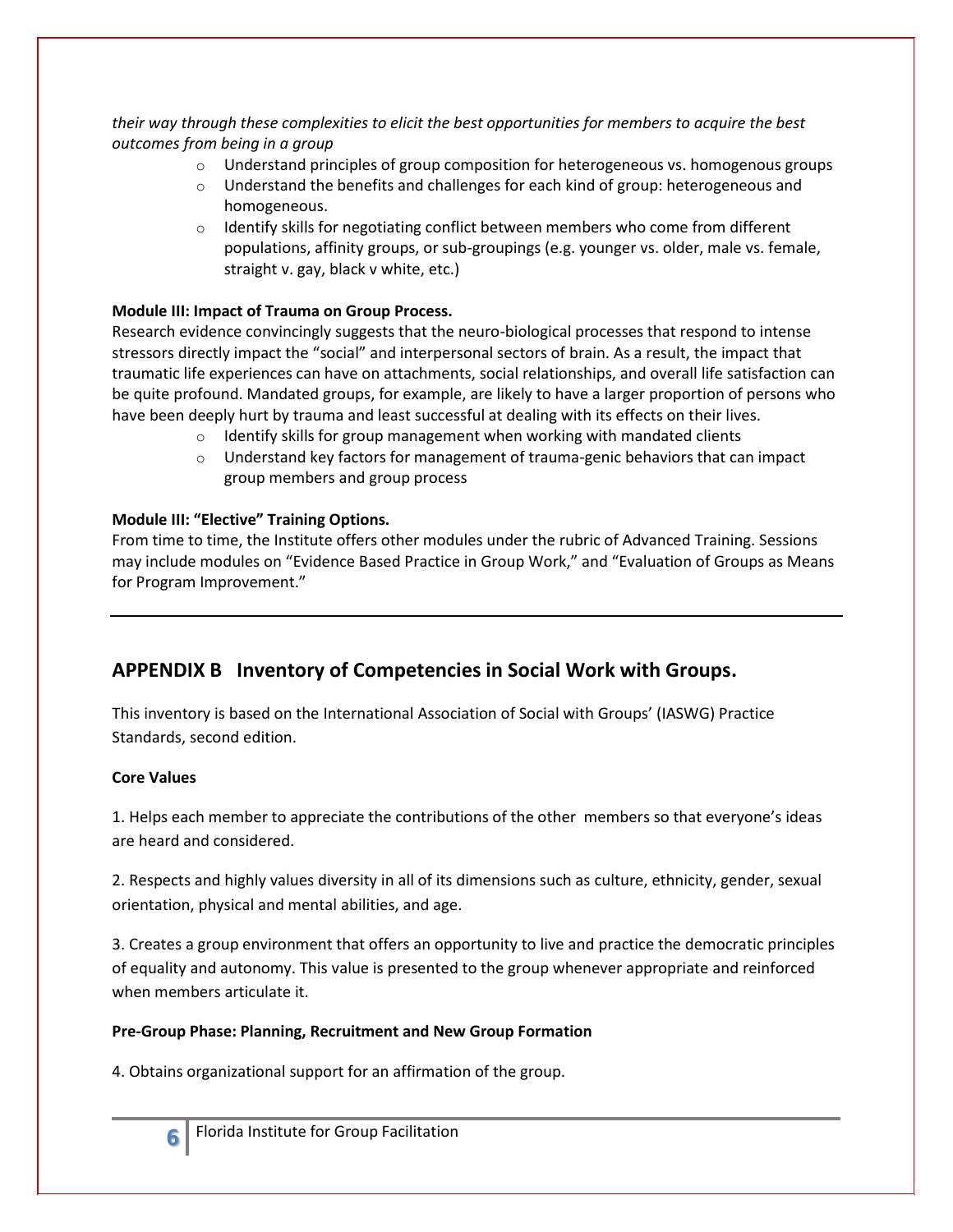*their way through these complexities to elicit the best opportunities for members to acquire the best outcomes from being in a group*

- Understand principles of group composition for heterogeneous vs. homogenous groups
- Understand the benefits and challenges for each kind of group: heterogeneous and homogeneous.
- Identify skills for negotiating conflict between members who come from different populations, affinity groups, or sub-groupings (e.g. younger vs. older, male vs. female, straight v. gay, black v white, etc.)

**Module III: Impact of Trauma on Group Process.**

Research evidence convincingly suggests that the neuro-biological processes that respond to intense stressors directly impact the "social" and interpersonal sectors of brain. As a result, the impact that traumatic life experiences can have on attachments, social relationships, and overall life satisfaction can be quite profound. Mandated groups, for example, are likely to have a larger proportion of persons who have been deeply hurt by trauma and least successful at dealing with its effects on their lives.

- Identify skills for group management when working with mandated clients
- Understand key factors for management of trauma-genic behaviors that can impact group members and group process

**Module III: "Elective" Training Options.**

From time to time, the Institute offers other modules under the rubric of Advanced Training. Sessions may include modules on "Evidence Based Practice in Group Work," and "Evaluation of Groups as Means for Program Improvement."

---

## APPENDIX B Inventory of Competencies in Social Work with Groups.

This inventory is based on the International Association of Social with Groups' (IASWG) Practice Standards, second edition.

**Core Values**

1. Helps each member to appreciate the contributions of the other members so that everyone's ideas are heard and considered.

2. Respects and highly values diversity in all of its dimensions such as culture, ethnicity, gender, sexual orientation, physical and mental abilities, and age.

3. Creates a group environment that offers an opportunity to live and practice the democratic principles of equality and autonomy. This value is presented to the group whenever appropriate and reinforced when members articulate it.

**Pre-Group Phase: Planning, Recruitment and New Group Formation**

4. Obtains organizational support for an affirmation of the group.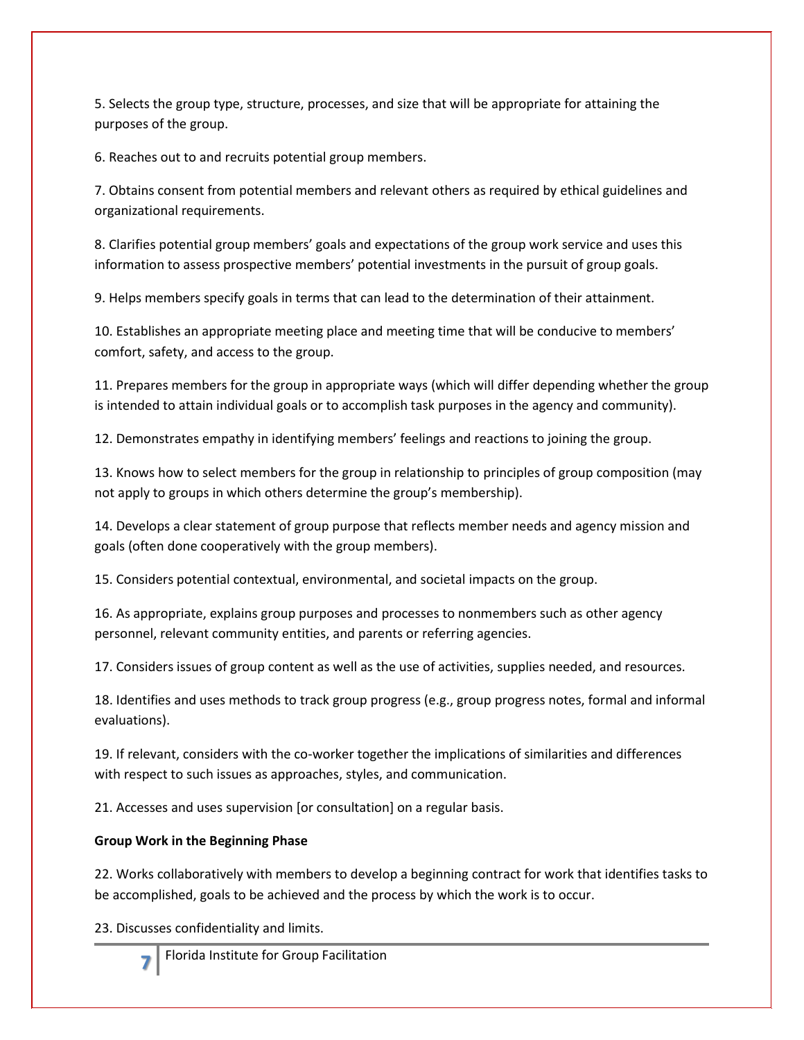5. Selects the group type, structure, processes, and size that will be appropriate for attaining the purposes of the group.

6. Reaches out to and recruits potential group members.

7. Obtains consent from potential members and relevant others as required by ethical guidelines and organizational requirements.

8. Clarifies potential group members' goals and expectations of the group work service and uses this information to assess prospective members' potential investments in the pursuit of group goals.

9. Helps members specify goals in terms that can lead to the determination of their attainment.

10. Establishes an appropriate meeting place and meeting time that will be conducive to members' comfort, safety, and access to the group.

11. Prepares members for the group in appropriate ways (which will differ depending whether the group is intended to attain individual goals or to accomplish task purposes in the agency and community).

12. Demonstrates empathy in identifying members' feelings and reactions to joining the group.

13. Knows how to select members for the group in relationship to principles of group composition (may not apply to groups in which others determine the group's membership).

14. Develops a clear statement of group purpose that reflects member needs and agency mission and goals (often done cooperatively with the group members).

15. Considers potential contextual, environmental, and societal impacts on the group.

16. As appropriate, explains group purposes and processes to nonmembers such as other agency personnel, relevant community entities, and parents or referring agencies.

17. Considers issues of group content as well as the use of activities, supplies needed, and resources.

18. Identifies and uses methods to track group progress (e.g., group progress notes, formal and informal evaluations).

19. If relevant, considers with the co-worker together the implications of similarities and differences with respect to such issues as approaches, styles, and communication.

21. Accesses and uses supervision [or consultation] on a regular basis.

**Group Work in the Beginning Phase**

22. Works collaboratively with members to develop a beginning contract for work that identifies tasks to be accomplished, goals to be achieved and the process by which the work is to occur.

23. Discusses confidentiality and limits.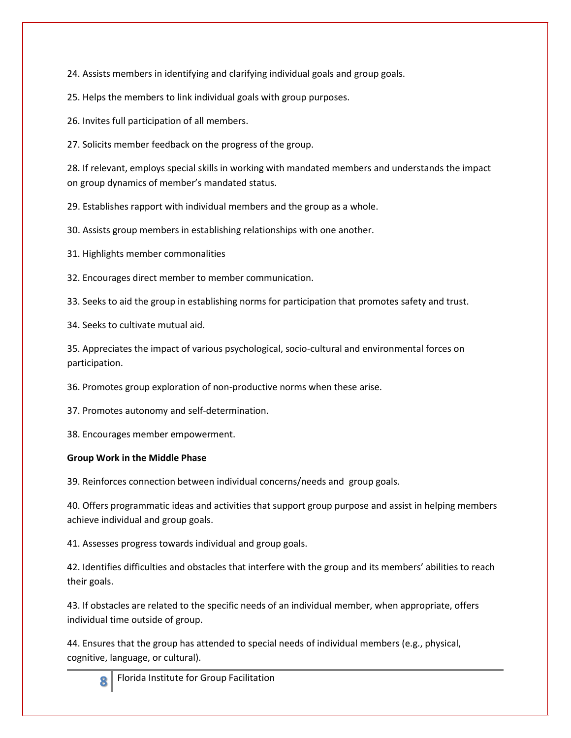24. Assists members in identifying and clarifying individual goals and group goals.

25. Helps the members to link individual goals with group purposes.

26. Invites full participation of all members.

27. Solicits member feedback on the progress of the group.

28. If relevant, employs special skills in working with mandated members and understands the impact on group dynamics of member's mandated status.

29. Establishes rapport with individual members and the group as a whole.

30. Assists group members in establishing relationships with one another.

31. Highlights member commonalities

32. Encourages direct member to member communication.

33. Seeks to aid the group in establishing norms for participation that promotes safety and trust.

34. Seeks to cultivate mutual aid.

35. Appreciates the impact of various psychological, socio-cultural and environmental forces on participation.

36. Promotes group exploration of non-productive norms when these arise.

37. Promotes autonomy and self-determination.

38. Encourages member empowerment.

**Group Work in the Middle Phase**

39. Reinforces connection between individual concerns/needs and group goals.

40. Offers programmatic ideas and activities that support group purpose and assist in helping members achieve individual and group goals.

41. Assesses progress towards individual and group goals.

42. Identifies difficulties and obstacles that interfere with the group and its members' abilities to reach their goals.

43. If obstacles are related to the specific needs of an individual member, when appropriate, offers individual time outside of group.

44. Ensures that the group has attended to special needs of individual members (e.g., physical, cognitive, language, or cultural).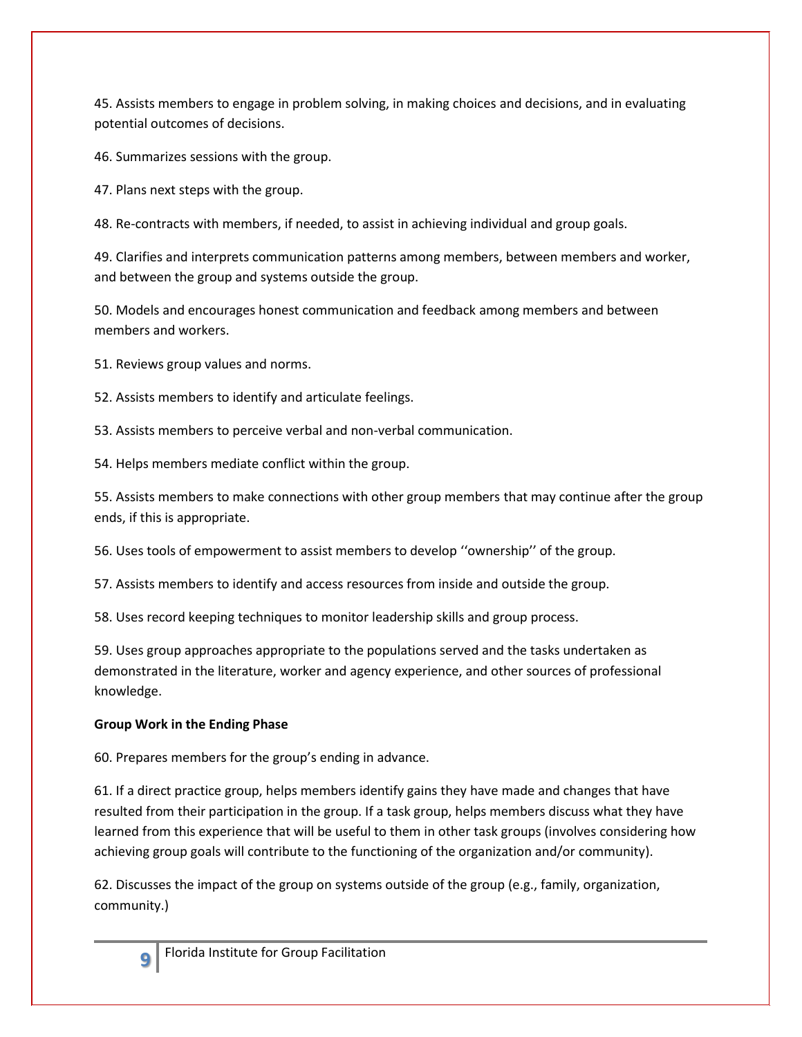45. Assists members to engage in problem solving, in making choices and decisions, and in evaluating potential outcomes of decisions.

46. Summarizes sessions with the group.

47. Plans next steps with the group.

48. Re-contracts with members, if needed, to assist in achieving individual and group goals.

49. Clarifies and interprets communication patterns among members, between members and worker, and between the group and systems outside the group.

50. Models and encourages honest communication and feedback among members and between members and workers.

51. Reviews group values and norms.

52. Assists members to identify and articulate feelings.

53. Assists members to perceive verbal and non-verbal communication.

54. Helps members mediate conflict within the group.

55. Assists members to make connections with other group members that may continue after the group ends, if this is appropriate.

56. Uses tools of empowerment to assist members to develop ''ownership'' of the group.

57. Assists members to identify and access resources from inside and outside the group.

58. Uses record keeping techniques to monitor leadership skills and group process.

59. Uses group approaches appropriate to the populations served and the tasks undertaken as demonstrated in the literature, worker and agency experience, and other sources of professional knowledge.

**Group Work in the Ending Phase**

60. Prepares members for the group's ending in advance.

61. If a direct practice group, helps members identify gains they have made and changes that have resulted from their participation in the group. If a task group, helps members discuss what they have learned from this experience that will be useful to them in other task groups (involves considering how achieving group goals will contribute to the functioning of the organization and/or community).

62. Discusses the impact of the group on systems outside of the group (e.g., family, organization, community.)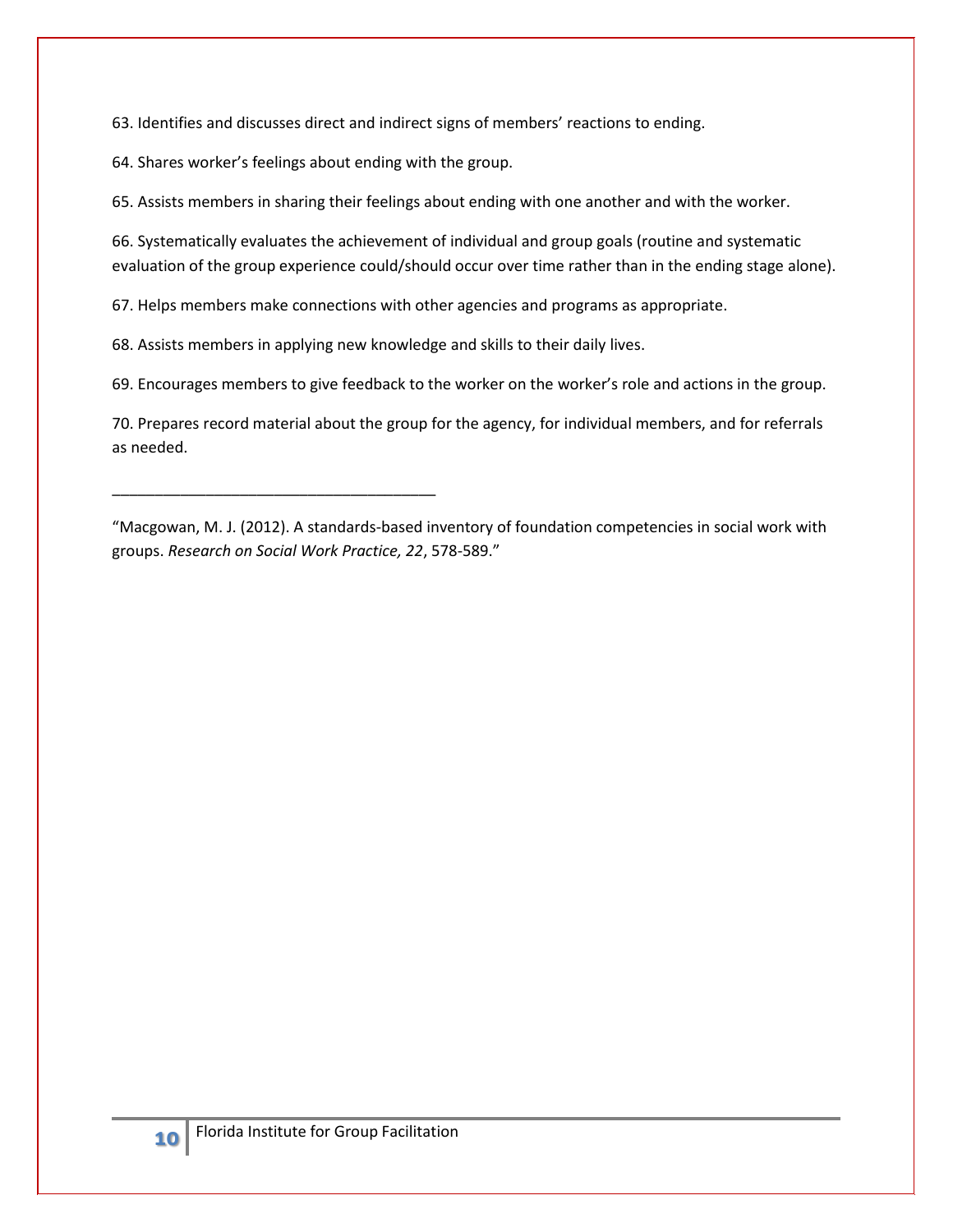63. Identifies and discusses direct and indirect signs of members' reactions to ending.

64. Shares worker's feelings about ending with the group.

65. Assists members in sharing their feelings about ending with one another and with the worker.

66. Systematically evaluates the achievement of individual and group goals (routine and systematic evaluation of the group experience could/should occur over time rather than in the ending stage alone).

67. Helps members make connections with other agencies and programs as appropriate.

68. Assists members in applying new knowledge and skills to their daily lives.

69. Encourages members to give feedback to the worker on the worker's role and actions in the group.

70. Prepares record material about the group for the agency, for individual members, and for referrals as needed.

---

"Macgowan, M. J. (2012). A standards-based inventory of foundation competencies in social work with groups. *Research on Social Work Practice, 22*, 578-589."